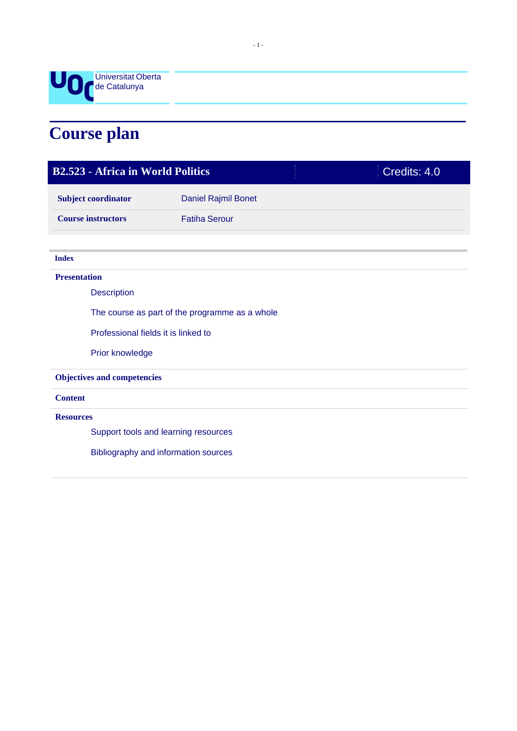Universitat Oberta de Catalunya

# Course plan

## B2.523 - Africa in World Politics

Credits: 4.0

| | |
|---|---|
| **Subject coordinator** | Daniel Rajmil Bonet |
| **Course instructors** | Fatiha Serour |

**Index**

**Presentation**

- Description
- The course as part of the programme as a whole
- Professional fields it is linked to
- Prior knowledge

**Objectives and competencies**

**Content**

**Resources**

- Support tools and learning resources
- Bibliography and information sources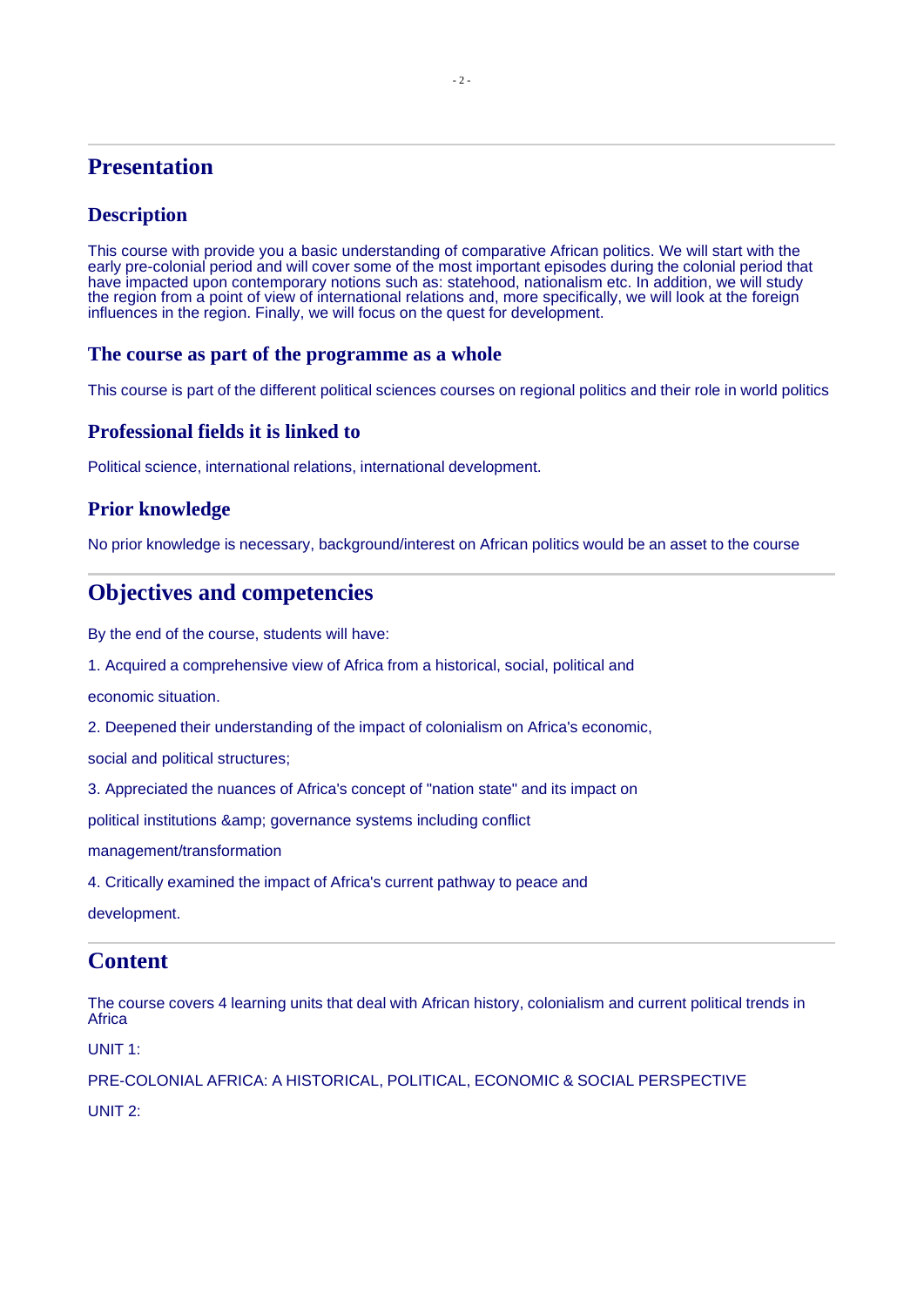# Presentation

## Description

This course with provide you a basic understanding of comparative African politics. We will start with the early pre-colonial period and will cover some of the most important episodes during the colonial period that have impacted upon contemporary notions such as: statehood, nationalism etc. In addition, we will study the region from a point of view of international relations and, more specifically, we will look at the foreign influences in the region. Finally, we will focus on the quest for development.

## The course as part of the programme as a whole

This course is part of the different political sciences courses on regional politics and their role in world politics

## Professional fields it is linked to

Political science, international relations, international development.

## Prior knowledge

No prior knowledge is necessary, background/interest on African politics would be an asset to the course

# Objectives and competencies

By the end of the course, students will have:

1. Acquired a comprehensive view of Africa from a historical, social, political and

economic situation.

2. Deepened their understanding of the impact of colonialism on Africa's economic,

social and political structures;

3. Appreciated the nuances of Africa's concept of "nation state" and its impact on

political institutions &amp; governance systems including conflict

management/transformation

4. Critically examined the impact of Africa's current pathway to peace and

development.

# Content

The course covers 4 learning units that deal with African history, colonialism and current political trends in Africa

UNIT 1:

PRE-COLONIAL AFRICA: A HISTORICAL, POLITICAL, ECONOMIC & SOCIAL PERSPECTIVE

UNIT 2: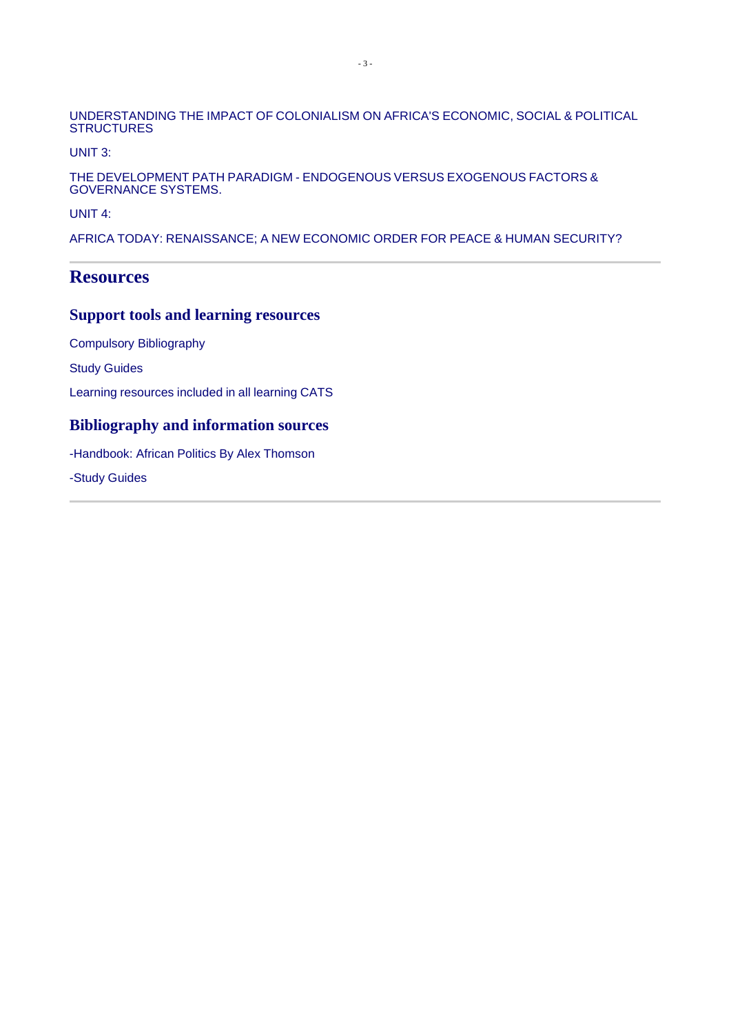UNDERSTANDING THE IMPACT OF COLONIALISM ON AFRICA'S ECONOMIC, SOCIAL & POLITICAL STRUCTURES

UNIT 3:

THE DEVELOPMENT PATH PARADIGM - ENDOGENOUS VERSUS EXOGENOUS FACTORS & GOVERNANCE SYSTEMS.

UNIT 4:

AFRICA TODAY: RENAISSANCE; A NEW ECONOMIC ORDER FOR PEACE & HUMAN SECURITY?

---

## Resources

### Support tools and learning resources

Compulsory Bibliography

Study Guides

Learning resources included in all learning CATS

### Bibliography and information sources

-Handbook: African Politics By Alex Thomson

-Study Guides

---